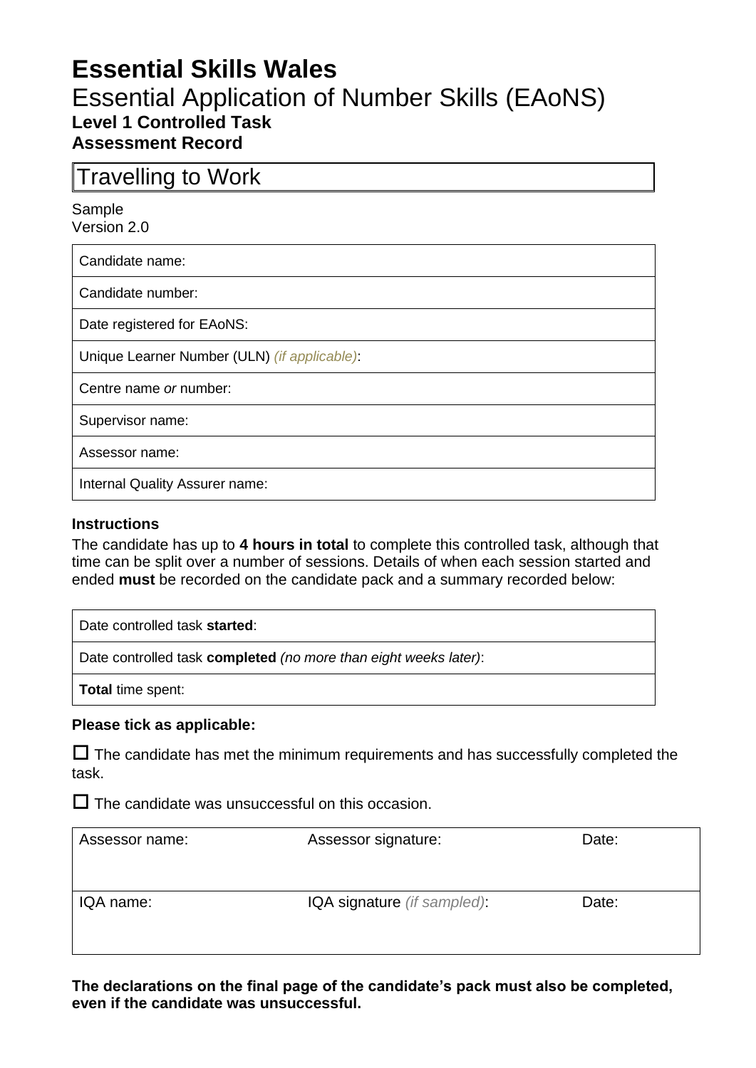# Essential Skills Wales

## Essential Application of Number Skills (EAoNS)

### Level 1 Controlled Task

### Assessment Record

| Travelling to Work |
|---|

Sample
Version 2.0

| Candidate name: |
|---|
| Candidate number: |
| Date registered for EAoNS: |
| Unique Learner Number (ULN) *(if applicable)*: |
| Centre name *or* number: |
| Supervisor name: |
| Assessor name: |
| Internal Quality Assurer name: |

**Instructions**

The candidate has up to **4 hours in total** to complete this controlled task, although that time can be split over a number of sessions. Details of when each session started and ended **must** be recorded on the candidate pack and a summary recorded below:

| Date controlled task **started**: |
|---|
| Date controlled task **completed** *(no more than eight weeks later)*: |
| **Total** time spent: |

**Please tick as applicable:**

☐ The candidate has met the minimum requirements and has successfully completed the task.

☐ The candidate was unsuccessful on this occasion.

| Assessor name: | Assessor signature: | Date: |
|---|---|---|
| IQA name: | IQA signature *(if sampled)*: | Date: |

**The declarations on the final page of the candidate's pack must also be completed, even if the candidate was unsuccessful.**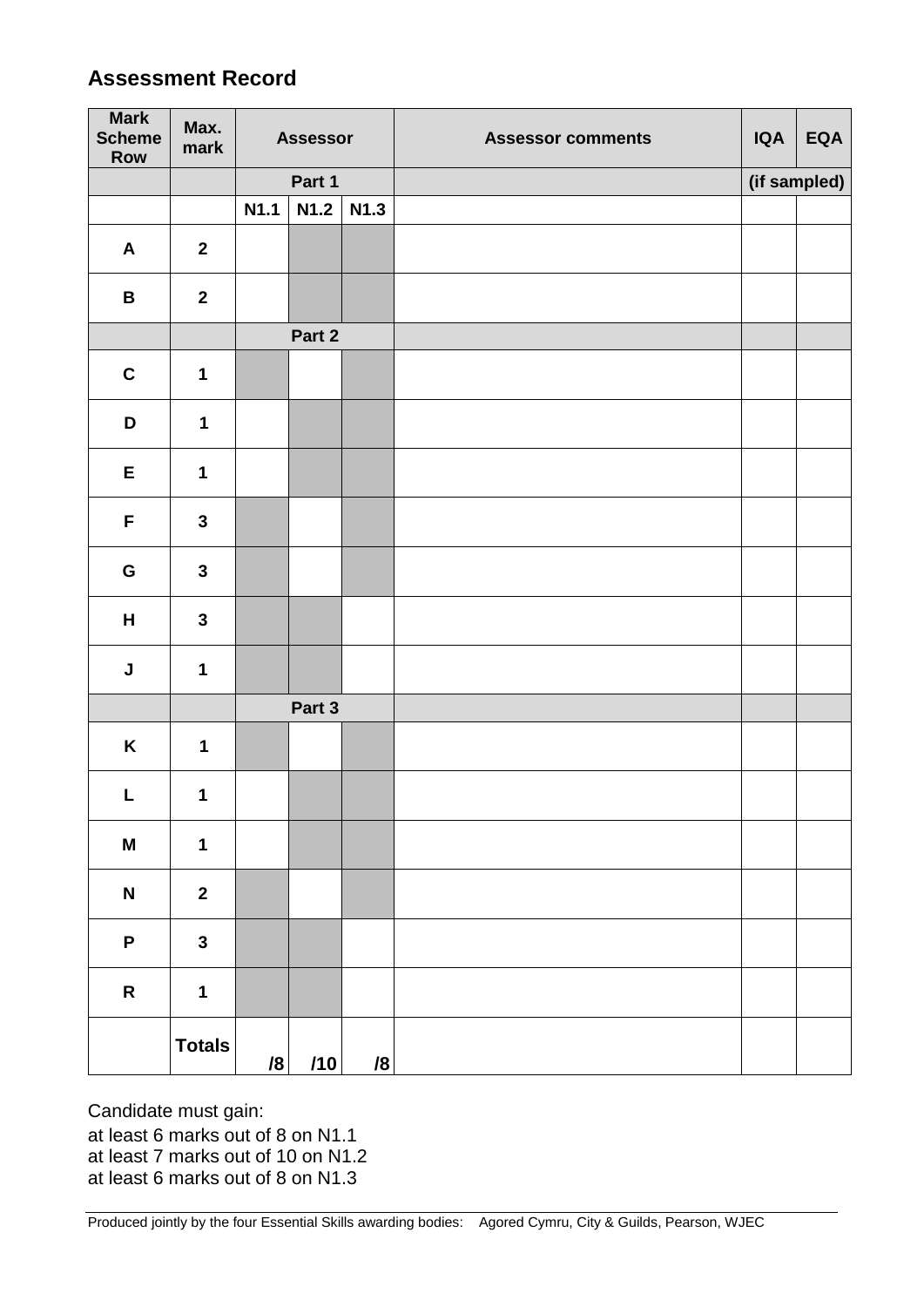## Assessment Record

| Mark Scheme Row | Max. mark | Assessor | | | Assessor comments | IQA | EQA |
|---|---|---|---|---|---|---|---|
| | | Part 1 | | | | (if sampled) | |
| | | N1.1 | N1.2 | N1.3 | | | |
| A | 2 | | | | | | |
| B | 2 | | | | | | |
| | | Part 2 | | | | | |
| C | 1 | | | | | | |
| D | 1 | | | | | | |
| E | 1 | | | | | | |
| F | 3 | | | | | | |
| G | 3 | | | | | | |
| H | 3 | | | | | | |
| J | 1 | | | | | | |
| | | Part 3 | | | | | |
| K | 1 | | | | | | |
| L | 1 | | | | | | |
| M | 1 | | | | | | |
| N | 2 | | | | | | |
| P | 3 | | | | | | |
| R | 1 | | | | | | |
| | **Totals** | /8 | /10 | /8 | | | |

Candidate must gain:

at least 6 marks out of 8 on N1.1

at least 7 marks out of 10 on N1.2

at least 6 marks out of 8 on N1.3

Produced jointly by the four Essential Skills awarding bodies: Agored Cymru, City & Guilds, Pearson, WJEC